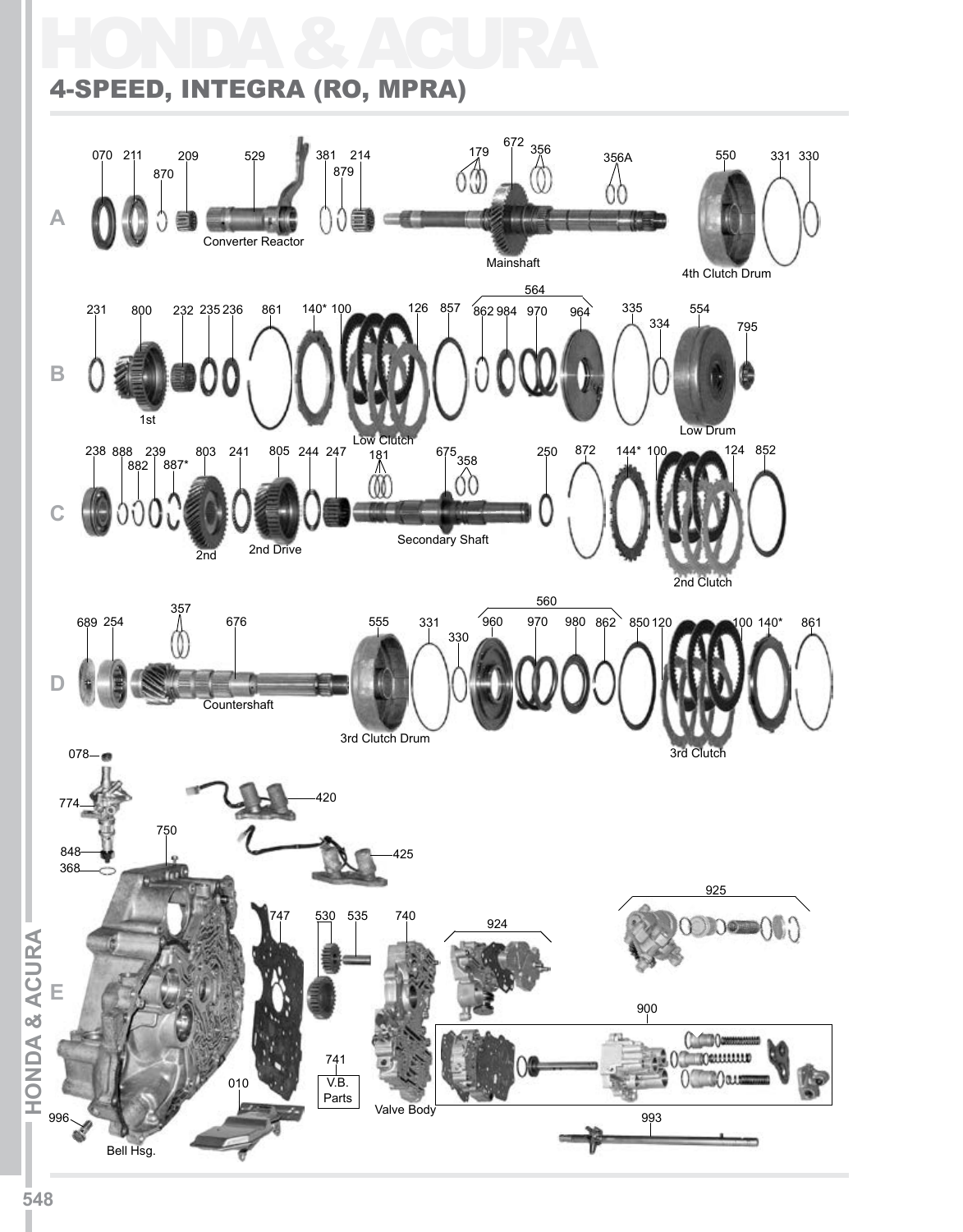# HONDA & ACURA

## 4-SPEED, INTEGRA (RO, MPRA)

A

070 211 870 209 529 381 879 214 179 672 356 356A 550 331 330

Converter Reactor

Mainshaft

4th Clutch Drum

B

231 800 232 235 236 861 140* 100 126 857 564 862 984 970 964 335 334 554 795

1st

Low Clutch

Low Drum

C

238 888 882 239 887* 803 241 805 244 247 181 675 358 250 872 144* 100 124 852

2nd

2nd Drive

Secondary Shaft

2nd Clutch

D

689 254 357 676 555 331 330 560 960 970 980 862 850 120 100 140* 861

Countershaft

3rd Clutch Drum

3rd Clutch

E

078 774 750 848 368 420 425 747 530 535 740 924 925 900 741 V.B. Parts 010 996 993

Valve Body

Bell Hsg.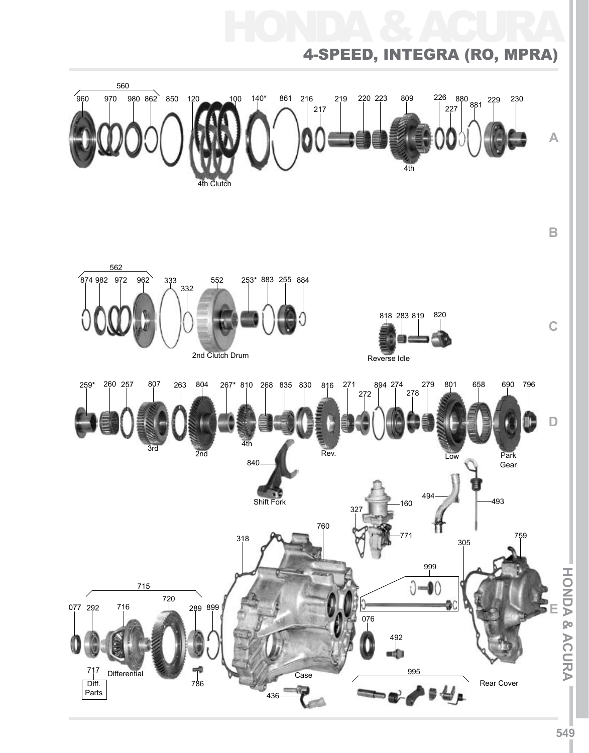# HONDA & ACURA

## 4-SPEED, INTEGRA (RO, MPRA)

560

960 970 980 862 850 120 100 140* 861 216 217 219 220 223 809 226 227 880 881 229 230

4th Clutch

4th

A

B

562

874 982 972 962 333 332 552 253* 883 255 884

2nd Clutch Drum

818 283 819 820

Reverse Idle

C

259* 260 257 807 263 804 267* 810 268 835 830 816 271 272 894 274 278 279 801 658 690 796

3rd

2nd

4th

Rev.

Low

Park Gear

D

840

Shift Fork

327 160 771

494 493

318 760 759 305

999

715

077 292 716 720 289 899

076

492

717 Diff. Parts

Differential

786

Case

995

Rear Cover

436

E

HONDA & ACURA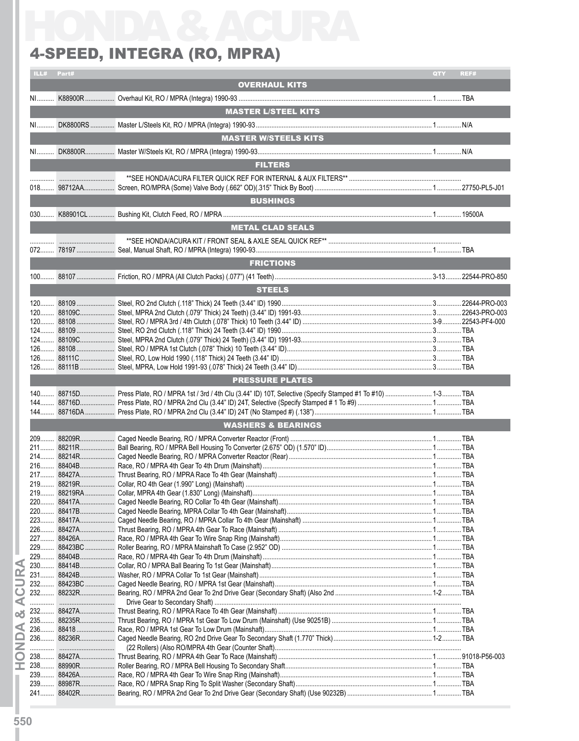# HONDA & ACURA

## 4-SPEED, INTEGRA (RO, MPRA)

| ILL# | Part# | Description | QTY | REF# |
|---|---|---|---|---|
| | | **OVERHAUL KITS** | | |
| NI | K88900R | Overhaul Kit, RO / MPRA (Integra) 1990-93 | 1 | TBA |
| | | **MASTER L/STEEL KITS** | | |
| NI | DK8800RS | Master L/Steels Kit, RO / MPRA (Integra) 1990-93 | 1 | N/A |
| | | **MASTER W/STEELS KITS** | | |
| NI | DK8800R | Master W/Steels Kit, RO / MPRA (Integra) 1990-93 | 1 | N/A |
| | | **FILTERS** | | |
| | | **SEE HONDA/ACURA FILTER QUICK REF FOR INTERNAL & AUX FILTERS** | | |
| 018 | 98712AA | Screen, RO/MPRA (Some) Valve Body (.662" OD)(.315" Thick By Boot) | 1 | 27750-PL5-J01 |
| | | **BUSHINGS** | | |
| 030 | K88901CL | Bushing Kit, Clutch Feed, RO / MPRA | 1 | 19500A |
| | | **METAL CLAD SEALS** | | |
| | | **SEE HONDA/ACURA KIT / FRONT SEAL & AXLE SEAL QUICK REF** | | |
| 072 | 78197 | Seal, Manual Shaft, RO / MPRA (Integra) 1990-93 | 1 | TBA |
| | | **FRICTIONS** | | |
| 100 | 88107 | Friction, RO / MPRA (All Clutch Packs) (.077") (41 Teeth) | 3-13 | 22544-PRO-850 |
| | | **STEELS** | | |
| 120 | 88109 | Steel, RO 2nd Clutch (.118" Thick) 24 Teeth (3.44" ID) 1990 | 3 | 22644-PRO-003 |
| 120 | 88109C | Steel, MPRA 2nd Clutch (.079" Thick) 24 Teeth) (3.44" ID) 1991-93 | 3 | 22643-PRO-003 |
| 120 | 88108 | Steel, RO / MPRA 3rd / 4th Clutch (.078" Thick) 10 Teeth (3.44" ID) | 3-9 | 22543-PF4-000 |
| 124 | 88109 | Steel, RO 2nd Clutch (.118" Thick) 24 Teeth (3.44" ID) 1990 | 3 | TBA |
| 124 | 88109C | Steel, MPRA 2nd Clutch (.079" Thick) 24 Teeth) (3.44" ID) 1991-93 | 3 | TBA |
| 126 | 88108 | Steel, RO / MPRA 1st Clutch (.078" Thick) 10 Teeth (3.44" ID) | 3 | TBA |
| 126 | 88111C | Steel, RO, Low Hold 1990 (.118" Thick) 24 Teeth (3.44" ID) | 3 | TBA |
| 126 | 88111B | Steel, MPRA, Low Hold 1991-93 (.078" Thick) 24 Teeth (3.44" ID) | 3 | TBA |
| | | **PRESSURE PLATES** | | |
| 140 | 88715D | Press Plate, RO / MPRA 1st / 3rd / 4th Clu (3.44" ID) 10T, Selective (Specify Stamped #1 To #10) | 1-3 | TBA |
| 144 | 88716D | Press Plate, RO / MPRA 2nd Clu (3.44" ID) 24T, Selective (Specify Stamped # 1 To #9) | 1 | TBA |
| 144 | 88716DA | Press Plate, RO / MPRA 2nd Clu (3.44" ID) 24T (No Stamped #) (.138") | 1 | TBA |
| | | **WASHERS & BEARINGS** | | |
| 209 | 88209R | Caged Needle Bearing, RO / MPRA Converter Reactor (Front) | 1 | TBA |
| 211 | 88211R | Ball Bearing, RO / MPRA Bell Housing To Converter (2.675" OD) (1.570" ID) | 1 | TBA |
| 214 | 88214R | Caged Needle Bearing, RO / MPRA Converter Reactor (Rear) | 1 | TBA |
| 216 | 88404B | Race, RO / MPRA 4th Gear To 4th Drum (Mainshaft) | 1 | TBA |
| 217 | 88427A | Thrust Bearing, RO / MPRA Race To 4th Gear (Mainshaft) | 1 | TBA |
| 219 | 88219R | Collar, RO 4th Gear (1.990" Long) (Mainshaft) | 1 | TBA |
| 219 | 88219RA | Collar, MPRA 4th Gear (1.830" Long) (Mainshaft) | 1 | TBA |
| 220 | 88417A | Caged Needle Bearing, RO Collar To 4th Gear (Mainshaft) | 1 | TBA |
| 220 | 88417B | Caged Needle Bearing, MPRA Collar To 4th Gear (Mainshaft) | 1 | TBA |
| 223 | 88417A | Caged Needle Bearing, RO / MPRA Collar To 4th Gear (Mainshaft) | 1 | TBA |
| 226 | 88427A | Thrust Bearing, RO / MPRA 4th Gear To Race (Mainshaft) | 1 | TBA |
| 227 | 88426A | Race, RO / MPRA 4th Gear To Wire Snap Ring (Mainshaft) | 1 | TBA |
| 229 | 88423BC | Roller Bearing, RO / MPRA Mainshaft To Case (2.952" OD) | 1 | TBA |
| 229 | 88404B | Race, RO / MPRA 4th Gear To 4th Drum (Mainshaft) | 1 | TBA |
| 230 | 88414B | Collar, RO / MPRA Ball Bearing To 1st Gear (Mainshaft) | 1 | TBA |
| 231 | 88424B | Washer, RO / MPRA Collar To 1st Gear (Mainshaft) | 1 | TBA |
| 232 | 88423BC | Caged Needle Bearing, RO / MPRA 1st Gear (Mainshaft) | 1 | TBA |
| 232 | 88232R | Bearing, RO / MPRA 2nd Gear To 2nd Drive Gear (Secondary Shaft) (Also 2nd Drive Gear to Secondary Shaft) | 1-2 | TBA |
| 232 | 88427A | Thrust Bearing, RO / MPRA Race To 4th Gear (Mainshaft) | 1 | TBA |
| 235 | 88235R | Thrust Bearing, RO / MPRA 1st Gear To Low Drum (Mainshaft) (Use 90251B) | 1 | TBA |
| 236 | 88418 | Race, RO / MPRA 1st Gear To Low Drum (Mainshaft) | 1 | TBA |
| 236 | 88236R | Caged Needle Bearing, RO 2nd Drive Gear To Secondary Shaft (1.770" Thick) (22 Rollers) (Also RO/MPRA 4th Gear (Counter Shaft) | 1-2 | TBA |
| 238 | 88427A | Thrust Bearing, RO / MPRA 4th Gear To Race (Mainshaft) | 1 | 91018-P56-023 |
| 238 | 88990R | Roller Bearing, RO / MPRA Bell Housing To Secondary Shaft | 1 | TBA |
| 239 | 88426A | Race, RO / MPRA 4th Gear To Wire Snap Ring (Mainshaft) | 1 | TBA |
| 239 | 88987R | Race, RO / MPRA Snap Ring To Split Washer (Secondary Shaft) | 1 | TBA |
| 241 | 88402R | Bearing, RO / MPRA 2nd Gear To 2nd Drive Gear (Secondary Shaft) (Use 90232B) | 1 | TBA |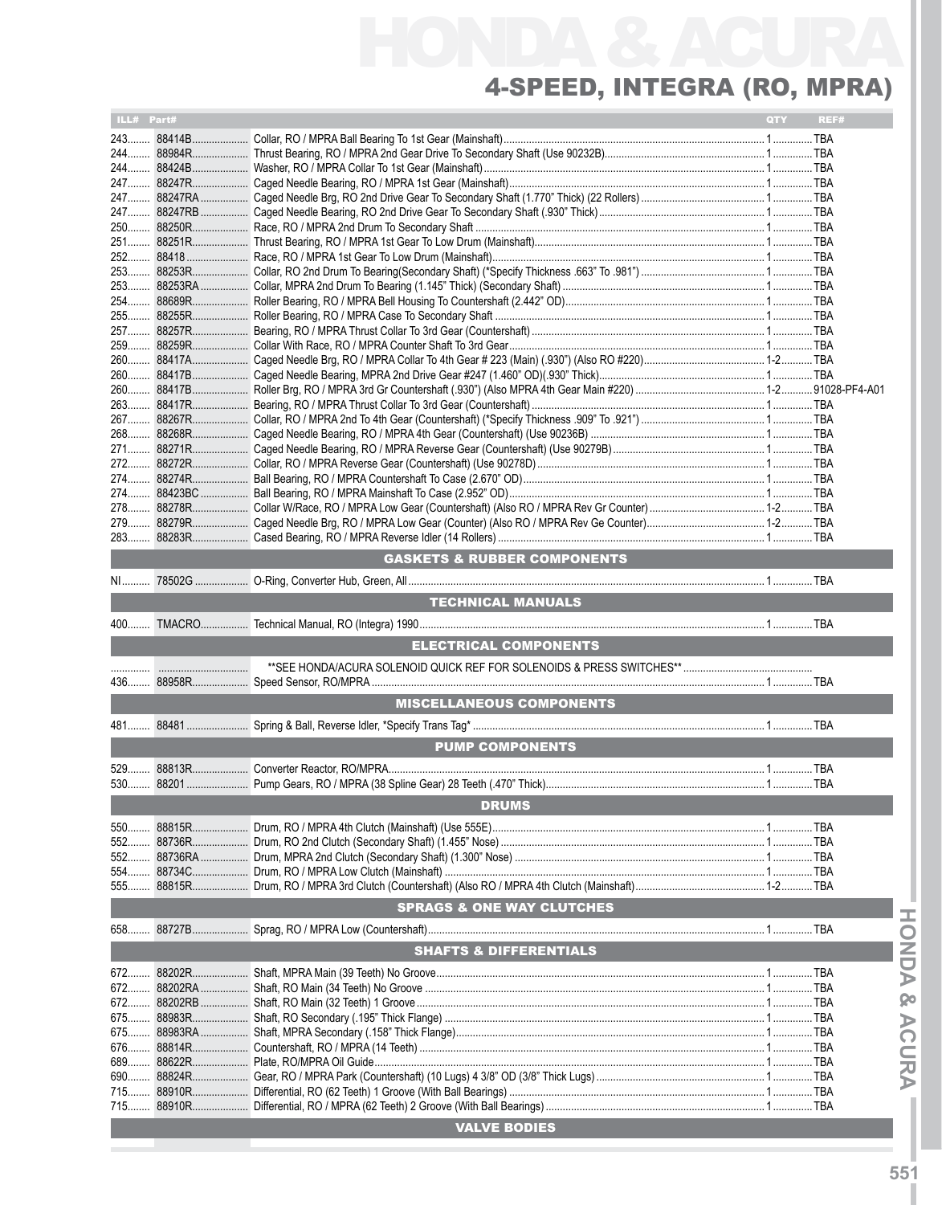# HONDA & ACURA

## 4-SPEED, INTEGRA (RO, MPRA)

| ILL# | Part# | | QTY | REF# |
|---|---|---|---|---|
| 243 | 88414B | Collar, RO / MPRA Ball Bearing To 1st Gear (Mainshaft) | 1 | TBA |
| 244 | 88984R | Thrust Bearing, RO / MPRA 2nd Gear Drive To Secondary Shaft (Use 90232B) | 1 | TBA |
| 244 | 88424B | Washer, RO / MPRA Collar To 1st Gear (Mainshaft) | 1 | TBA |
| 247 | 88247R | Caged Needle Bearing, RO / MPRA 1st Gear (Mainshaft) | 1 | TBA |
| 247 | 88247RA | Caged Needle Brg, RO 2nd Drive Gear To Secondary Shaft (1.770" Thick) (22 Rollers) | 1 | TBA |
| 247 | 88247RB | Caged Needle Bearing, RO 2nd Drive Gear To Secondary Shaft (.930" Thick) | 1 | TBA |
| 250 | 88250R | Race, RO / MPRA 2nd Drum To Secondary Shaft | 1 | TBA |
| 251 | 88251R | Thrust Bearing, RO / MPRA 1st Gear To Low Drum (Mainshaft) | 1 | TBA |
| 252 | 88418 | Race, RO / MPRA 1st Gear To Low Drum (Mainshaft) | 1 | TBA |
| 253 | 88253R | Collar, RO 2nd Drum To Bearing(Secondary Shaft) (*Specify Thickness .663" To .981") | 1 | TBA |
| 253 | 88253RA | Collar, MPRA 2nd Drum To Bearing (1.145" Thick) (Secondary Shaft) | 1 | TBA |
| 254 | 88689R | Roller Bearing, RO / MPRA Bell Housing To Countershaft (2.442" OD) | 1 | TBA |
| 255 | 88255R | Roller Bearing, RO / MPRA Case To Secondary Shaft | 1 | TBA |
| 257 | 88257R | Bearing, RO / MPRA Thrust Collar To 3rd Gear (Countershaft) | 1 | TBA |
| 259 | 88259R | Collar With Race, RO / MPRA Counter Shaft To 3rd Gear | 1 | TBA |
| 260 | 88417A | Caged Needle Brg, RO / MPRA Collar To 4th Gear # 223 (Main) (.930") (Also RO #220) | 1-2 | TBA |
| 260 | 88417B | Caged Needle Bearing, MPRA 2nd Drive Gear #247 (1.460" OD)(.930" Thick) | 1 | TBA |
| 260 | 88417B | Roller Brg, RO / MPRA 3rd Gr Countershaft (.930") (Also MPRA 4th Gear Main #220) | 1-2 | 91028-PF4-A01 |
| 263 | 88417R | Bearing, RO / MPRA Thrust Collar To 3rd Gear (Countershaft) | 1 | TBA |
| 267 | 88267R | Collar, RO / MPRA 2nd To 4th Gear (Countershaft) (*Specify Thickness .909" To .921") | 1 | TBA |
| 268 | 88268R | Caged Needle Bearing, RO / MPRA 4th Gear (Countershaft) (Use 90236B) | 1 | TBA |
| 271 | 88271R | Caged Needle Bearing, RO / MPRA Reverse Gear (Countershaft) (Use 90279B) | 1 | TBA |
| 272 | 88272R | Collar, RO / MPRA Reverse Gear (Countershaft) (Use 90278D) | 1 | TBA |
| 274 | 88274R | Ball Bearing, RO / MPRA Countershaft To Case (2.670" OD) | 1 | TBA |
| 274 | 88423BC | Ball Bearing, RO / MPRA Mainshaft To Case (2.952" OD) | 1 | TBA |
| 278 | 88278R | Collar W/Race, RO / MPRA Low Gear (Countershaft) (Also RO / MPRA Rev Gr Counter) | 1-2 | TBA |
| 279 | 88279R | Caged Needle Brg, RO / MPRA Low Gear (Counter) (Also RO / MPRA Rev Ge Counter) | 1-2 | TBA |
| 283 | 88283R | Cased Bearing, RO / MPRA Reverse Idler (14 Rollers) | 1 | TBA |
| | | **GASKETS & RUBBER COMPONENTS** | | |
| NI | 78502G | O-Ring, Converter Hub, Green, All | 1 | TBA |
| | | **TECHNICAL MANUALS** | | |
| 400 | TMACRO | Technical Manual, RO (Integra) 1990 | 1 | TBA |
| | | **ELECTRICAL COMPONENTS** | | |
| | | **SEE HONDA/ACURA SOLENOID QUICK REF FOR SOLENOIDS & PRESS SWITCHES** | | |
| 436 | 88958R | Speed Sensor, RO/MPRA | 1 | TBA |
| | | **MISCELLANEOUS COMPONENTS** | | |
| 481 | 88481 | Spring & Ball, Reverse Idler, *Specify Trans Tag* | 1 | TBA |
| | | **PUMP COMPONENTS** | | |
| 529 | 88813R | Converter Reactor, RO/MPRA | 1 | TBA |
| 530 | 88201 | Pump Gears, RO / MPRA (38 Spline Gear) 28 Teeth (.470" Thick) | 1 | TBA |
| | | **DRUMS** | | |
| 550 | 88815R | Drum, RO / MPRA 4th Clutch (Mainshaft) (Use 555E) | 1 | TBA |
| 552 | 88736R | Drum, RO 2nd Clutch (Secondary Shaft) (1.455" Nose) | 1 | TBA |
| 552 | 88736RA | Drum, MPRA 2nd Clutch (Secondary Shaft) (1.300" Nose) | 1 | TBA |
| 554 | 88734C | Drum, RO / MPRA Low Clutch (Mainshaft) | 1 | TBA |
| 555 | 88815R | Drum, RO / MPRA 3rd Clutch (Countershaft) (Also RO / MPRA 4th Clutch (Mainshaft) | 1-2 | TBA |
| | | **SPRAGS & ONE WAY CLUTCHES** | | |
| 658 | 88727B | Sprag, RO / MPRA Low (Countershaft) | 1 | TBA |
| | | **SHAFTS & DIFFERENTIALS** | | |
| 672 | 88202R | Shaft, MPRA Main (39 Teeth) No Groove | 1 | TBA |
| 672 | 88202RA | Shaft, RO Main (34 Teeth) No Groove | 1 | TBA |
| 672 | 88202RB | Shaft, RO Main (32 Teeth) 1 Groove | 1 | TBA |
| 675 | 88983R | Shaft, RO Secondary (.195" Thick Flange) | 1 | TBA |
| 675 | 88983RA | Shaft, MPRA Secondary (.158" Thick Flange) | 1 | TBA |
| 676 | 88814R | Countershaft, RO / MPRA (14 Teeth) | 1 | TBA |
| 689 | 88622R | Plate, RO/MPRA Oil Guide | 1 | TBA |
| 690 | 88824R | Gear, RO / MPRA Park (Countershaft) (10 Lugs) 4 3/8" OD (3/8" Thick Lugs) | 1 | TBA |
| 715 | 88910R | Differential, RO (62 Teeth) 1 Groove (With Ball Bearings) | 1 | TBA |
| 715 | 88910R | Differential, RO / MPRA (62 Teeth) 2 Groove (With Ball Bearings) | 1 | TBA |
| | | **VALVE BODIES** | | |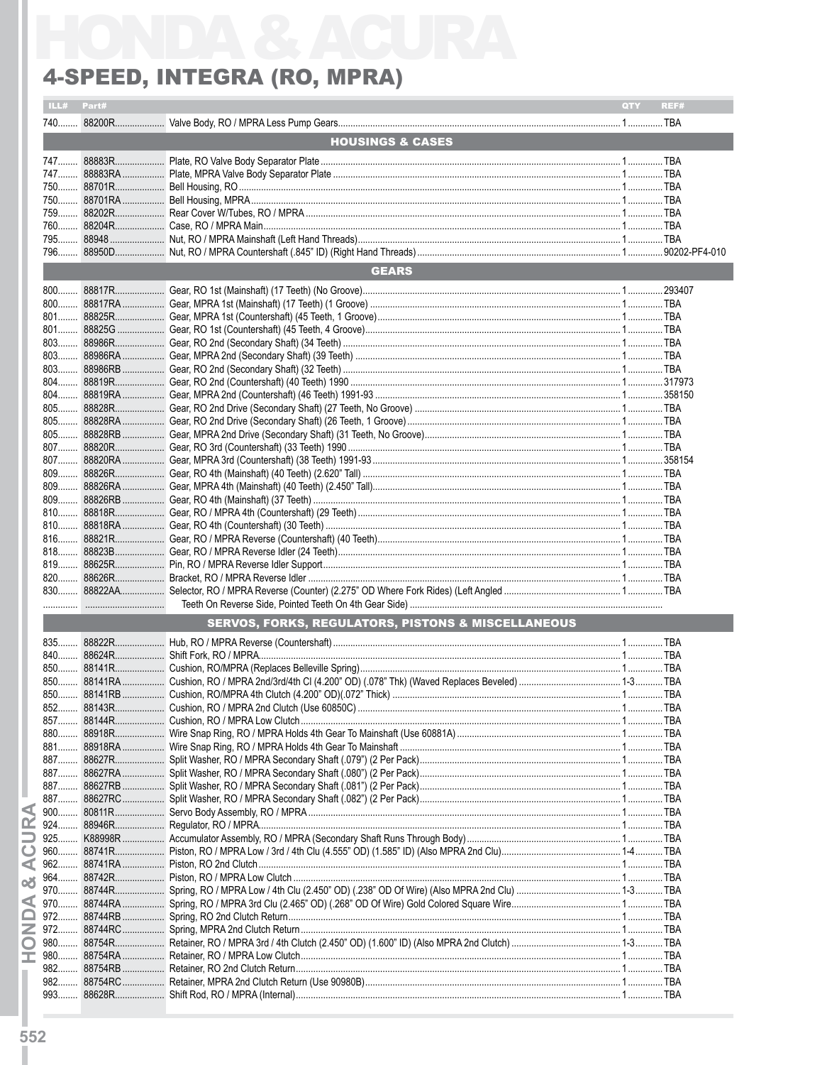# HONDA & ACURA

## 4-SPEED, INTEGRA (RO, MPRA)

| ILL# | Part# | | QTY | REF# |
|---|---|---|---|---|
| 740 | 88200R | Valve Body, RO / MPRA Less Pump Gears | 1 | TBA |
| | | **HOUSINGS & CASES** | | |
| 747 | 88883R | Plate, RO Valve Body Separator Plate | 1 | TBA |
| 747 | 88883RA | Plate, MPRA Valve Body Separator Plate | 1 | TBA |
| 750 | 88701R | Bell Housing, RO | 1 | TBA |
| 750 | 88701RA | Bell Housing, MPRA | 1 | TBA |
| 759 | 88202R | Rear Cover W/Tubes, RO / MPRA | 1 | TBA |
| 760 | 88204R | Case, RO / MPRA Main | 1 | TBA |
| 795 | 88948 | Nut, RO / MPRA Mainshaft (Left Hand Threads) | 1 | TBA |
| 796 | 88950D | Nut, RO / MPRA Countershaft (.845" ID) (Right Hand Threads) | 1 | 90202-PF4-010 |
| | | **GEARS** | | |
| 800 | 88817R | Gear, RO 1st (Mainshaft) (17 Teeth) (No Groove) | 1 | 293407 |
| 800 | 88817RA | Gear, MPRA 1st (Mainshaft) (17 Teeth) (1 Groove) | 1 | TBA |
| 801 | 88825R | Gear, MPRA 1st (Countershaft) (45 Teeth, 1 Groove) | 1 | TBA |
| 801 | 88825G | Gear, RO 1st (Countershaft) (45 Teeth, 4 Groove) | 1 | TBA |
| 803 | 88986R | Gear, RO 2nd (Secondary Shaft) (34 Teeth) | 1 | TBA |
| 803 | 88986RA | Gear, MPRA 2nd (Secondary Shaft) (39 Teeth) | 1 | TBA |
| 803 | 88986RB | Gear, RO 2nd (Secondary Shaft) (32 Teeth) | 1 | TBA |
| 804 | 88819R | Gear, RO 2nd (Countershaft) (40 Teeth) 1990 | 1 | 317973 |
| 804 | 88819RA | Gear, MPRA 2nd (Countershaft) (46 Teeth) 1991-93 | 1 | 358150 |
| 805 | 88828R | Gear, RO 2nd Drive (Secondary Shaft) (27 Teeth, No Groove) | 1 | TBA |
| 805 | 88828RA | Gear, RO 2nd Drive (Secondary Shaft) (26 Teeth, 1 Groove) | 1 | TBA |
| 805 | 88828RB | Gear, MPRA 2nd Drive (Secondary Shaft) (31 Teeth, No Groove) | 1 | TBA |
| 807 | 88820R | Gear, RO 3rd (Countershaft) (33 Teeth) 1990 | 1 | TBA |
| 807 | 88820RA | Gear, MPRA 3rd (Countershaft) (38 Teeth) 1991-93 | 1 | 358154 |
| 809 | 88826R | Gear, RO 4th (Mainshaft) (40 Teeth) (2.620" Tall) | 1 | TBA |
| 809 | 88826RA | Gear, MPRA 4th (Mainshaft) (40 Teeth) (2.450" Tall) | 1 | TBA |
| 809 | 88826RB | Gear, RO 4th (Mainshaft) (37 Teeth) | 1 | TBA |
| 810 | 88818R | Gear, RO / MPRA 4th (Countershaft) (29 Teeth) | 1 | TBA |
| 810 | 88818RA | Gear, RO 4th (Countershaft) (30 Teeth) | 1 | TBA |
| 816 | 88821R | Gear, RO / MPRA Reverse (Countershaft) (40 Teeth) | 1 | TBA |
| 818 | 88823B | Gear, RO / MPRA Reverse Idler (24 Teeth) | 1 | TBA |
| 819 | 88625R | Pin, RO / MPRA Reverse Idler Support | 1 | TBA |
| 820 | 88626R | Bracket, RO / MPRA Reverse Idler | 1 | TBA |
| 830 | 88822AA | Selector, RO / MPRA Reverse (Counter) (2.275" OD Where Fork Rides) (Left Angled Teeth On Reverse Side, Pointed Teeth On 4th Gear Side) | 1 | TBA |
| | | **SERVOS, FORKS, REGULATORS, PISTONS & MISCELLANEOUS** | | |
| 835 | 88822R | Hub, RO / MPRA Reverse (Countershaft) | 1 | TBA |
| 840 | 88624R | Shift Fork, RO / MPRA | 1 | TBA |
| 850 | 88141R | Cushion, RO/MPRA (Replaces Belleville Spring) | 1 | TBA |
| 850 | 88141RA | Cushion, RO / MPRA 2nd/3rd/4th Cl (4.200" OD) (.078" Thk) (Waved Replaces Beveled) | 1-3 | TBA |
| 850 | 88141RB | Cushion, RO/MPRA 4th Clutch (4.200" OD)(.072" Thick) | 1 | TBA |
| 852 | 88143R | Cushion, RO / MPRA 2nd Clutch (Use 60850C) | 1 | TBA |
| 857 | 88144R | Cushion, RO / MPRA Low Clutch | 1 | TBA |
| 880 | 88918R | Wire Snap Ring, RO / MPRA Holds 4th Gear To Mainshaft (Use 60881A) | 1 | TBA |
| 881 | 88918RA | Wire Snap Ring, RO / MPRA Holds 4th Gear To Mainshaft | 1 | TBA |
| 887 | 88627R | Split Washer, RO / MPRA Secondary Shaft (.079") (2 Per Pack) | 1 | TBA |
| 887 | 88627RA | Split Washer, RO / MPRA Secondary Shaft (.080") (2 Per Pack) | 1 | TBA |
| 887 | 88627RB | Split Washer, RO / MPRA Secondary Shaft (.081") (2 Per Pack) | 1 | TBA |
| 887 | 88627RC | Split Washer, RO / MPRA Secondary Shaft (.082") (2 Per Pack) | 1 | TBA |
| 900 | 80811R | Servo Body Assembly, RO / MPRA | 1 | TBA |
| 924 | 88946R | Regulator, RO / MPRA | 1 | TBA |
| 925 | K88998R | Accumulator Assembly, RO / MPRA (Secondary Shaft Runs Through Body) | 1 | TBA |
| 960 | 88741R | Piston, RO / MPRA Low / 3rd / 4th Clu (4.555" OD) (1.585" ID) (Also MPRA 2nd Clu) | 1-4 | TBA |
| 962 | 88741RA | Piston, RO 2nd Clutch | 1 | TBA |
| 964 | 88742R | Piston, RO / MPRA Low Clutch | 1 | TBA |
| 970 | 88744R | Spring, RO / MPRA Low / 4th Clu (2.450" OD) (.238" OD Of Wire) (Also MPRA 2nd Clu) | 1-3 | TBA |
| 970 | 88744RA | Spring, RO / MPRA 3rd Clu (2.465" OD) (.268" OD Of Wire) Gold Colored Square Wire | 1 | TBA |
| 972 | 88744RB | Spring, RO 2nd Clutch Return | 1 | TBA |
| 972 | 88744RC | Spring, MPRA 2nd Clutch Return | 1 | TBA |
| 980 | 88754R | Retainer, RO / MPRA 3rd / 4th Clutch (2.450" OD) (1.600" ID) (Also MPRA 2nd Clutch) | 1-3 | TBA |
| 980 | 88754RA | Retainer, RO / MPRA Low Clutch | 1 | TBA |
| 982 | 88754RB | Retainer, RO 2nd Clutch Return | 1 | TBA |
| 982 | 88754RC | Retainer, MPRA 2nd Clutch Return (Use 90980B) | 1 | TBA |
| 993 | 88628R | Shift Rod, RO / MPRA (Internal) | 1 | TBA |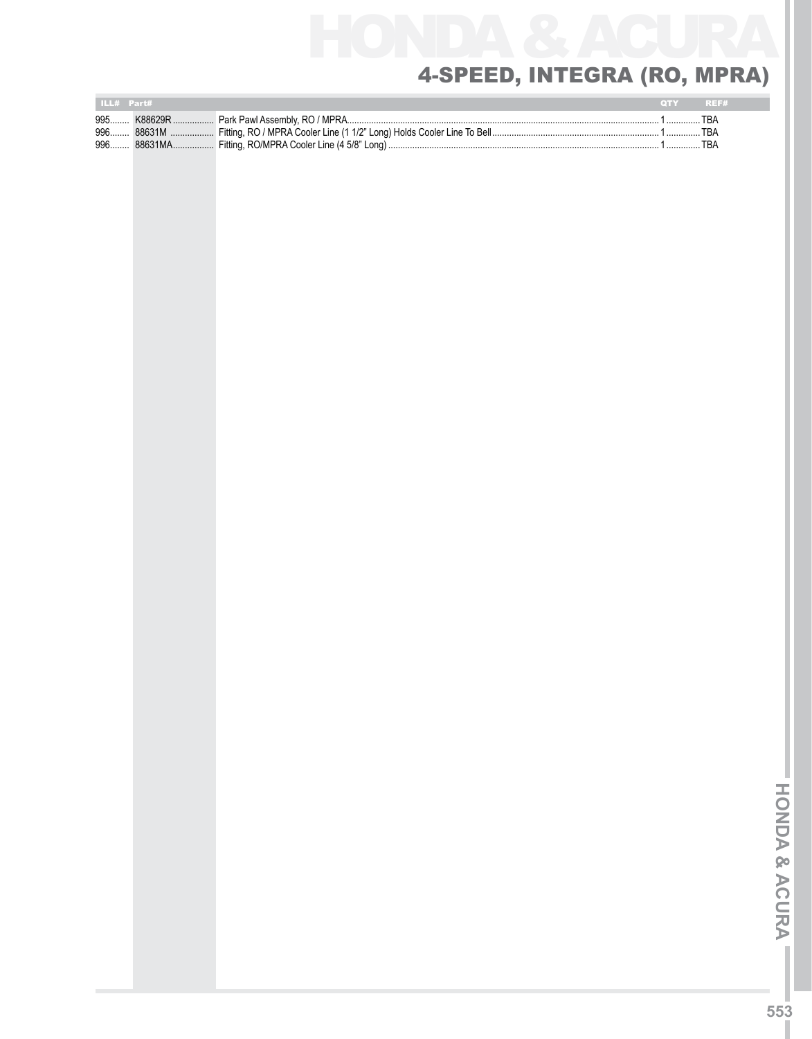# 4-SPEED, INTEGRA (RO, MPRA)

| ILL# | Part# | | QTY | REF# |
|---|---|---|---|---|
| 995 | K88629R | Park Pawl Assembly, RO / MPRA | 1 | TBA |
| 996 | 88631M | Fitting, RO / MPRA Cooler Line (1 1/2" Long) Holds Cooler Line To Bell | 1 | TBA |
| 996 | 88631MA | Fitting, RO/MPRA Cooler Line (4 5/8" Long) | 1 | TBA |